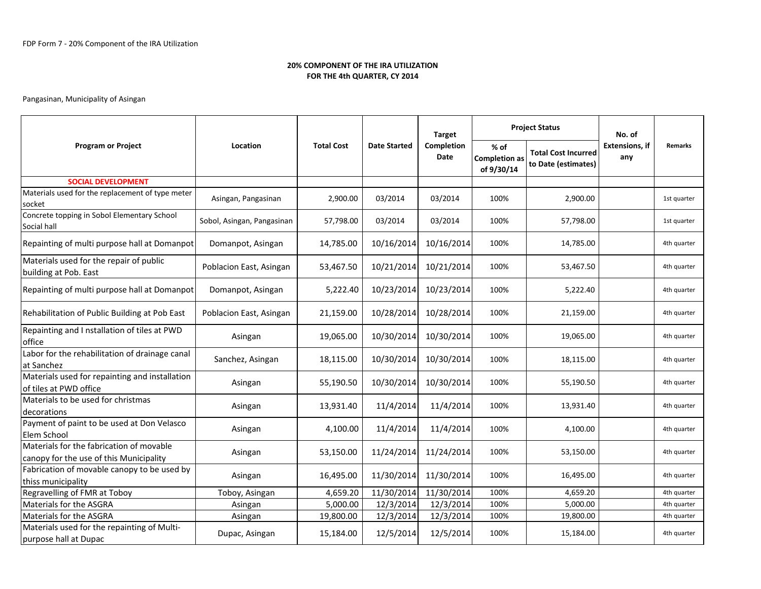FDP Form 7 - 20% Component of the IRA Utilization

## 20% COMPONENT OF THE IRA UTILIZATION
## FOR THE 4th QUARTER, CY 2014

Pangasinan, Municipality of Asingan

| Program or Project | Location | Total Cost | Date Started | Target Completion Date | Project Status | | No. of Extensions, if any | Remarks |
|---|---|---|---|---|---|---|---|---|
| | | | | | % of Completion as of 9/30/14 | Total Cost Incurred to Date (estimates) | | |
| **SOCIAL DEVELOPMENT** | | | | | | | | |
| Materials used for the replacement of type meter socket | Asingan, Pangasinan | 2,900.00 | 03/2014 | 03/2014 | 100% | 2,900.00 | | 1st quarter |
| Concrete topping in Sobol Elementary School Social hall | Sobol, Asingan, Pangasinan | 57,798.00 | 03/2014 | 03/2014 | 100% | 57,798.00 | | 1st quarter |
| Repainting of multi purpose hall at Domanpot | Domanpot, Asingan | 14,785.00 | 10/16/2014 | 10/16/2014 | 100% | 14,785.00 | | 4th quarter |
| Materials used for the repair of public building at Pob. East | Poblacion East, Asingan | 53,467.50 | 10/21/2014 | 10/21/2014 | 100% | 53,467.50 | | 4th quarter |
| Repainting of multi purpose hall at Domanpot | Domanpot, Asingan | 5,222.40 | 10/23/2014 | 10/23/2014 | 100% | 5,222.40 | | 4th quarter |
| Rehabilitation of Public Building at Pob East | Poblacion East, Asingan | 21,159.00 | 10/28/2014 | 10/28/2014 | 100% | 21,159.00 | | 4th quarter |
| Repainting and I nstallation of tiles at PWD office | Asingan | 19,065.00 | 10/30/2014 | 10/30/2014 | 100% | 19,065.00 | | 4th quarter |
| Labor for the rehabilitation of drainage canal at Sanchez | Sanchez, Asingan | 18,115.00 | 10/30/2014 | 10/30/2014 | 100% | 18,115.00 | | 4th quarter |
| Materials used for repainting and installation of tiles at PWD office | Asingan | 55,190.50 | 10/30/2014 | 10/30/2014 | 100% | 55,190.50 | | 4th quarter |
| Materials to be used for christmas decorations | Asingan | 13,931.40 | 11/4/2014 | 11/4/2014 | 100% | 13,931.40 | | 4th quarter |
| Payment of paint to be used at Don Velasco Elem School | Asingan | 4,100.00 | 11/4/2014 | 11/4/2014 | 100% | 4,100.00 | | 4th quarter |
| Materials for the fabrication of movable canopy for the use of this Municipality | Asingan | 53,150.00 | 11/24/2014 | 11/24/2014 | 100% | 53,150.00 | | 4th quarter |
| Fabrication of movable canopy to be used by thiss municipality | Asingan | 16,495.00 | 11/30/2014 | 11/30/2014 | 100% | 16,495.00 | | 4th quarter |
| Regravelling of FMR at Toboy | Toboy, Asingan | 4,659.20 | 11/30/2014 | 11/30/2014 | 100% | 4,659.20 | | 4th quarter |
| Materials for the ASGRA | Asingan | 5,000.00 | 12/3/2014 | 12/3/2014 | 100% | 5,000.00 | | 4th quarter |
| Materials for the ASGRA | Asingan | 19,800.00 | 12/3/2014 | 12/3/2014 | 100% | 19,800.00 | | 4th quarter |
| Materials used for the repainting of Multi-purpose hall at Dupac | Dupac, Asingan | 15,184.00 | 12/5/2014 | 12/5/2014 | 100% | 15,184.00 | | 4th quarter |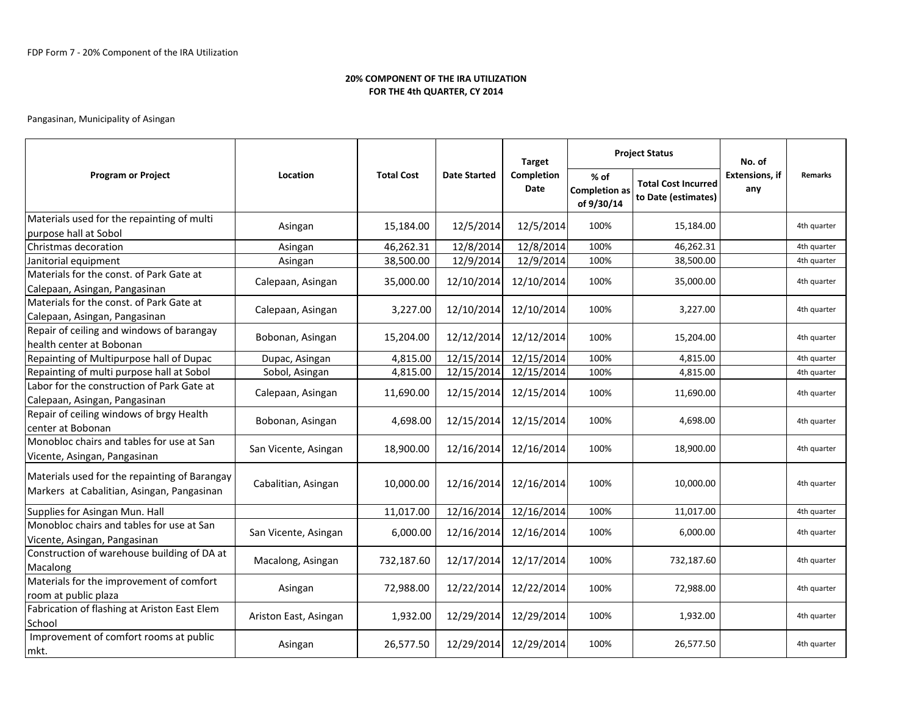FDP Form 7 - 20% Component of the IRA Utilization

**20% COMPONENT OF THE IRA UTILIZATION**
**FOR THE 4th QUARTER, CY 2014**

Pangasinan, Municipality of Asingan

| Program or Project | Location | Total Cost | Date Started | Target Completion Date | Project Status | | No. of Extensions, if any | Remarks |
|---|---|---|---|---|---|---|---|---|
| | | | | | % of Completion as of 9/30/14 | Total Cost Incurred to Date (estimates) | | |
| Materials used for the repainting of multi purpose hall at Sobol | Asingan | 15,184.00 | 12/5/2014 | 12/5/2014 | 100% | 15,184.00 | | 4th quarter |
| Christmas decoration | Asingan | 46,262.31 | 12/8/2014 | 12/8/2014 | 100% | 46,262.31 | | 4th quarter |
| Janitorial equipment | Asingan | 38,500.00 | 12/9/2014 | 12/9/2014 | 100% | 38,500.00 | | 4th quarter |
| Materials for the const. of Park Gate at Calepaan, Asingan, Pangasinan | Calepaan, Asingan | 35,000.00 | 12/10/2014 | 12/10/2014 | 100% | 35,000.00 | | 4th quarter |
| Materials for the const. of Park Gate at Calepaan, Asingan, Pangasinan | Calepaan, Asingan | 3,227.00 | 12/10/2014 | 12/10/2014 | 100% | 3,227.00 | | 4th quarter |
| Repair of ceiling and windows of barangay health center at Bobonan | Bobonan, Asingan | 15,204.00 | 12/12/2014 | 12/12/2014 | 100% | 15,204.00 | | 4th quarter |
| Repainting of Multipurpose hall of Dupac | Dupac, Asingan | 4,815.00 | 12/15/2014 | 12/15/2014 | 100% | 4,815.00 | | 4th quarter |
| Repainting of multi purpose hall at Sobol | Sobol, Asingan | 4,815.00 | 12/15/2014 | 12/15/2014 | 100% | 4,815.00 | | 4th quarter |
| Labor for the construction of Park Gate at Calepaan, Asingan, Pangasinan | Calepaan, Asingan | 11,690.00 | 12/15/2014 | 12/15/2014 | 100% | 11,690.00 | | 4th quarter |
| Repair of ceiling windows of brgy Health center at Bobonan | Bobonan, Asingan | 4,698.00 | 12/15/2014 | 12/15/2014 | 100% | 4,698.00 | | 4th quarter |
| Monobloc chairs and tables for use at San Vicente, Asingan, Pangasinan | San Vicente, Asingan | 18,900.00 | 12/16/2014 | 12/16/2014 | 100% | 18,900.00 | | 4th quarter |
| Materials used for the repainting of Barangay Markers at Cabalitian, Asingan, Pangasinan | Cabalitian, Asingan | 10,000.00 | 12/16/2014 | 12/16/2014 | 100% | 10,000.00 | | 4th quarter |
| Supplies for Asingan Mun. Hall | | 11,017.00 | 12/16/2014 | 12/16/2014 | 100% | 11,017.00 | | 4th quarter |
| Monobloc chairs and tables for use at San Vicente, Asingan, Pangasinan | San Vicente, Asingan | 6,000.00 | 12/16/2014 | 12/16/2014 | 100% | 6,000.00 | | 4th quarter |
| Construction of warehouse building of DA at Macalong | Macalong, Asingan | 732,187.60 | 12/17/2014 | 12/17/2014 | 100% | 732,187.60 | | 4th quarter |
| Materials for the improvement of comfort room at public plaza | Asingan | 72,988.00 | 12/22/2014 | 12/22/2014 | 100% | 72,988.00 | | 4th quarter |
| Fabrication of flashing at Ariston East Elem School | Ariston East, Asingan | 1,932.00 | 12/29/2014 | 12/29/2014 | 100% | 1,932.00 | | 4th quarter |
| Improvement of comfort rooms at public mkt. | Asingan | 26,577.50 | 12/29/2014 | 12/29/2014 | 100% | 26,577.50 | | 4th quarter |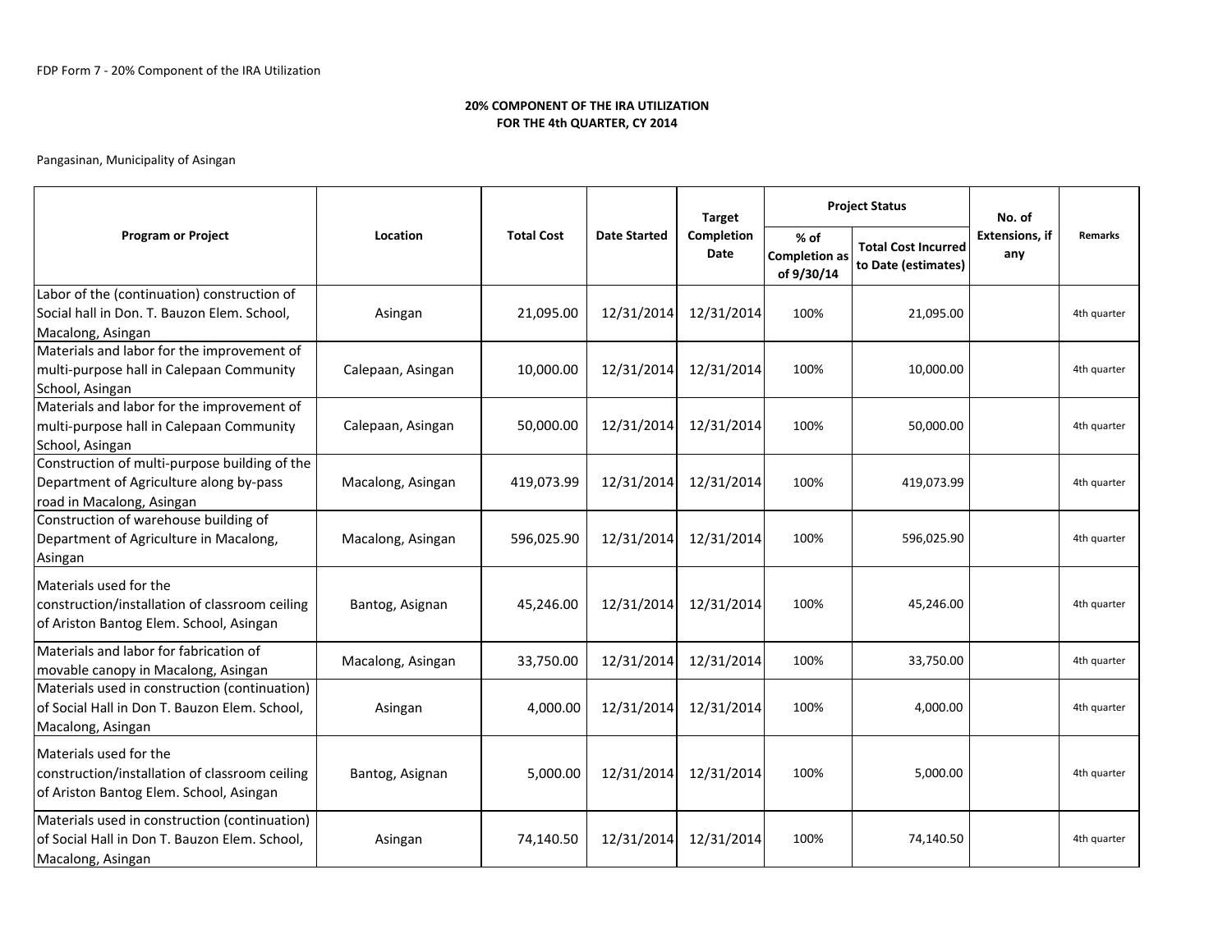FDP Form 7 - 20% Component of the IRA Utilization

**20% COMPONENT OF THE IRA UTILIZATION**
**FOR THE 4th QUARTER, CY 2014**

Pangasinan, Municipality of Asingan

| Program or Project | Location | Total Cost | Date Started | Target Completion Date | Project Status | | No. of Extensions, if any | Remarks |
|---|---|---|---|---|---|---|---|---|
| | | | | | % of Completion as of 9/30/14 | Total Cost Incurred to Date (estimates) | | |
| Labor of the (continuation) construction of Social hall in Don. T. Bauzon Elem. School, Macalong, Asingan | Asingan | 21,095.00 | 12/31/2014 | 12/31/2014 | 100% | 21,095.00 | | 4th quarter |
| Materials and labor for the improvement of multi-purpose hall in Calepaan Community School, Asingan | Calepaan, Asingan | 10,000.00 | 12/31/2014 | 12/31/2014 | 100% | 10,000.00 | | 4th quarter |
| Materials and labor for the improvement of multi-purpose hall in Calepaan Community School, Asingan | Calepaan, Asingan | 50,000.00 | 12/31/2014 | 12/31/2014 | 100% | 50,000.00 | | 4th quarter |
| Construction of multi-purpose building of the Department of Agriculture along by-pass road in Macalong, Asingan | Macalong, Asingan | 419,073.99 | 12/31/2014 | 12/31/2014 | 100% | 419,073.99 | | 4th quarter |
| Construction of warehouse building of Department of Agriculture in Macalong, Asingan | Macalong, Asingan | 596,025.90 | 12/31/2014 | 12/31/2014 | 100% | 596,025.90 | | 4th quarter |
| Materials used for the construction/installation of classroom ceiling of Ariston Bantog Elem. School, Asingan | Bantog, Asignan | 45,246.00 | 12/31/2014 | 12/31/2014 | 100% | 45,246.00 | | 4th quarter |
| Materials and labor for fabrication of movable canopy in Macalong, Asingan | Macalong, Asingan | 33,750.00 | 12/31/2014 | 12/31/2014 | 100% | 33,750.00 | | 4th quarter |
| Materials used in construction (continuation) of Social Hall in Don T. Bauzon Elem. School, Macalong, Asingan | Asingan | 4,000.00 | 12/31/2014 | 12/31/2014 | 100% | 4,000.00 | | 4th quarter |
| Materials used for the construction/installation of classroom ceiling of Ariston Bantog Elem. School, Asingan | Bantog, Asignan | 5,000.00 | 12/31/2014 | 12/31/2014 | 100% | 5,000.00 | | 4th quarter |
| Materials used in construction (continuation) of Social Hall in Don T. Bauzon Elem. School, Macalong, Asingan | Asingan | 74,140.50 | 12/31/2014 | 12/31/2014 | 100% | 74,140.50 | | 4th quarter |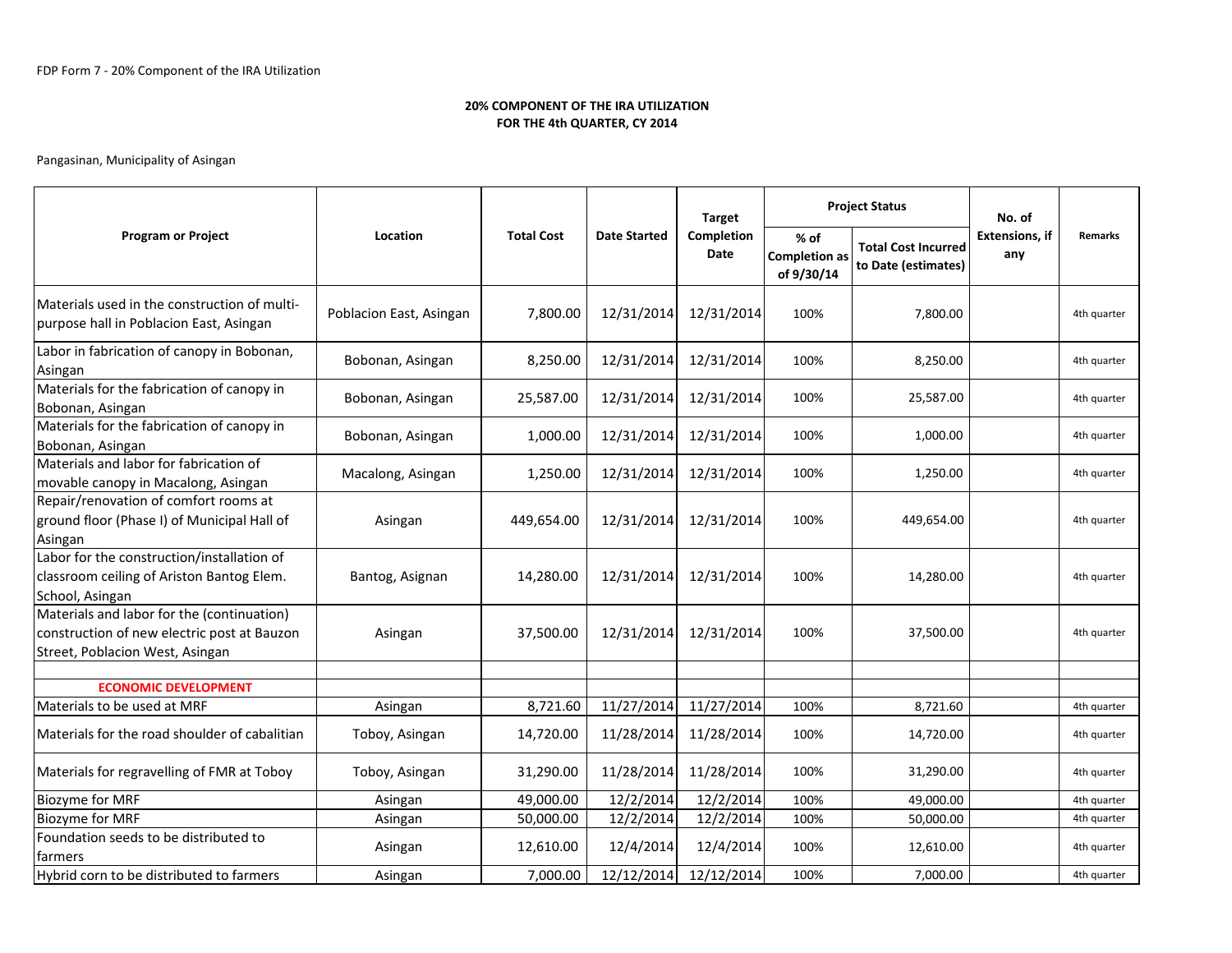FDP Form 7 - 20% Component of the IRA Utilization

**20% COMPONENT OF THE IRA UTILIZATION**
**FOR THE 4th QUARTER, CY 2014**

Pangasinan, Municipality of Asingan

| Program or Project | Location | Total Cost | Date Started | Target Completion Date | Project Status | | No. of Extensions, if any | Remarks |
|---|---|---|---|---|---|---|---|---|
| | | | | | % of Completion as of 9/30/14 | Total Cost Incurred to Date (estimates) | | |
| Materials used in the construction of multi-purpose hall in Poblacion East, Asingan | Poblacion East, Asingan | 7,800.00 | 12/31/2014 | 12/31/2014 | 100% | 7,800.00 | | 4th quarter |
| Labor in fabrication of canopy in Bobonan, Asingan | Bobonan, Asingan | 8,250.00 | 12/31/2014 | 12/31/2014 | 100% | 8,250.00 | | 4th quarter |
| Materials for the fabrication of canopy in Bobonan, Asingan | Bobonan, Asingan | 25,587.00 | 12/31/2014 | 12/31/2014 | 100% | 25,587.00 | | 4th quarter |
| Materials for the fabrication of canopy in Bobonan, Asingan | Bobonan, Asingan | 1,000.00 | 12/31/2014 | 12/31/2014 | 100% | 1,000.00 | | 4th quarter |
| Materials and labor for fabrication of movable canopy in Macalong, Asingan | Macalong, Asingan | 1,250.00 | 12/31/2014 | 12/31/2014 | 100% | 1,250.00 | | 4th quarter |
| Repair/renovation of comfort rooms at ground floor (Phase I) of Municipal Hall of Asingan | Asingan | 449,654.00 | 12/31/2014 | 12/31/2014 | 100% | 449,654.00 | | 4th quarter |
| Labor for the construction/installation of classroom ceiling of Ariston Bantog Elem. School, Asingan | Bantog, Asignan | 14,280.00 | 12/31/2014 | 12/31/2014 | 100% | 14,280.00 | | 4th quarter |
| Materials and labor for the (continuation) construction of new electric post at Bauzon Street, Poblacion West, Asingan | Asingan | 37,500.00 | 12/31/2014 | 12/31/2014 | 100% | 37,500.00 | | 4th quarter |
| | | | | | | | | |
| **ECONOMIC DEVELOPMENT** | | | | | | | | |
| Materials to be used at MRF | Asingan | 8,721.60 | 11/27/2014 | 11/27/2014 | 100% | 8,721.60 | | 4th quarter |
| Materials for the road shoulder of cabalitian | Toboy, Asingan | 14,720.00 | 11/28/2014 | 11/28/2014 | 100% | 14,720.00 | | 4th quarter |
| Materials for regravelling of FMR at Toboy | Toboy, Asingan | 31,290.00 | 11/28/2014 | 11/28/2014 | 100% | 31,290.00 | | 4th quarter |
| Biozyme for MRF | Asingan | 49,000.00 | 12/2/2014 | 12/2/2014 | 100% | 49,000.00 | | 4th quarter |
| Biozyme for MRF | Asingan | 50,000.00 | 12/2/2014 | 12/2/2014 | 100% | 50,000.00 | | 4th quarter |
| Foundation seeds to be distributed to farmers | Asingan | 12,610.00 | 12/4/2014 | 12/4/2014 | 100% | 12,610.00 | | 4th quarter |
| Hybrid corn to be distributed to farmers | Asingan | 7,000.00 | 12/12/2014 | 12/12/2014 | 100% | 7,000.00 | | 4th quarter |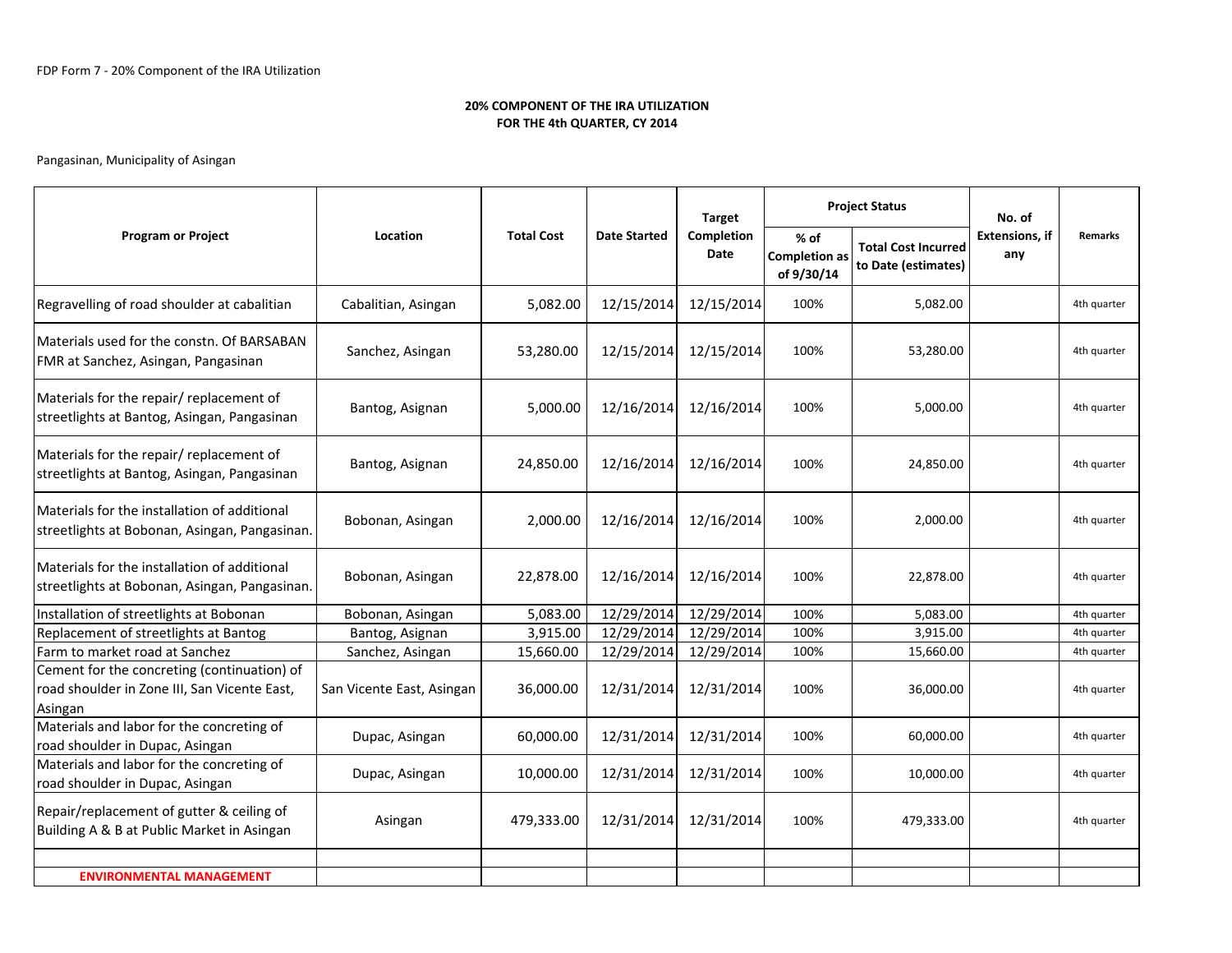FDP Form 7 - 20% Component of the IRA Utilization

**20% COMPONENT OF THE IRA UTILIZATION**
**FOR THE 4th QUARTER, CY 2014**

Pangasinan, Municipality of Asingan

| Program or Project | Location | Total Cost | Date Started | Target Completion Date | Project Status | | No. of Extensions, if any | Remarks |
|---|---|---|---|---|---|---|---|---|
| | | | | | % of Completion as of 9/30/14 | Total Cost Incurred to Date (estimates) | | |
| Regravelling of road shoulder at cabalitian | Cabalitian, Asingan | 5,082.00 | 12/15/2014 | 12/15/2014 | 100% | 5,082.00 | | 4th quarter |
| Materials used for the constn. Of BARSABAN FMR at Sanchez, Asingan, Pangasinan | Sanchez, Asingan | 53,280.00 | 12/15/2014 | 12/15/2014 | 100% | 53,280.00 | | 4th quarter |
| Materials for the repair/ replacement of streetlights at Bantog, Asingan, Pangasinan | Bantog, Asignan | 5,000.00 | 12/16/2014 | 12/16/2014 | 100% | 5,000.00 | | 4th quarter |
| Materials for the repair/ replacement of streetlights at Bantog, Asingan, Pangasinan | Bantog, Asignan | 24,850.00 | 12/16/2014 | 12/16/2014 | 100% | 24,850.00 | | 4th quarter |
| Materials for the installation of additional streetlights at Bobonan, Asingan, Pangasinan. | Bobonan, Asingan | 2,000.00 | 12/16/2014 | 12/16/2014 | 100% | 2,000.00 | | 4th quarter |
| Materials for the installation of additional streetlights at Bobonan, Asingan, Pangasinan. | Bobonan, Asingan | 22,878.00 | 12/16/2014 | 12/16/2014 | 100% | 22,878.00 | | 4th quarter |
| Installation of streetlights at Bobonan | Bobonan, Asingan | 5,083.00 | 12/29/2014 | 12/29/2014 | 100% | 5,083.00 | | 4th quarter |
| Replacement of streetlights at Bantog | Bantog, Asignan | 3,915.00 | 12/29/2014 | 12/29/2014 | 100% | 3,915.00 | | 4th quarter |
| Farm to market road at Sanchez | Sanchez, Asingan | 15,660.00 | 12/29/2014 | 12/29/2014 | 100% | 15,660.00 | | 4th quarter |
| Cement for the concreting (continuation) of road shoulder in Zone III, San Vicente East, Asingan | San Vicente East, Asingan | 36,000.00 | 12/31/2014 | 12/31/2014 | 100% | 36,000.00 | | 4th quarter |
| Materials and labor for the concreting of road shoulder in Dupac, Asingan | Dupac, Asingan | 60,000.00 | 12/31/2014 | 12/31/2014 | 100% | 60,000.00 | | 4th quarter |
| Materials and labor for the concreting of road shoulder in Dupac, Asingan | Dupac, Asingan | 10,000.00 | 12/31/2014 | 12/31/2014 | 100% | 10,000.00 | | 4th quarter |
| Repair/replacement of gutter & ceiling of Building A & B at Public Market in Asingan | Asingan | 479,333.00 | 12/31/2014 | 12/31/2014 | 100% | 479,333.00 | | 4th quarter |
| | | | | | | | | |
| **ENVIRONMENTAL MANAGEMENT** | | | | | | | | |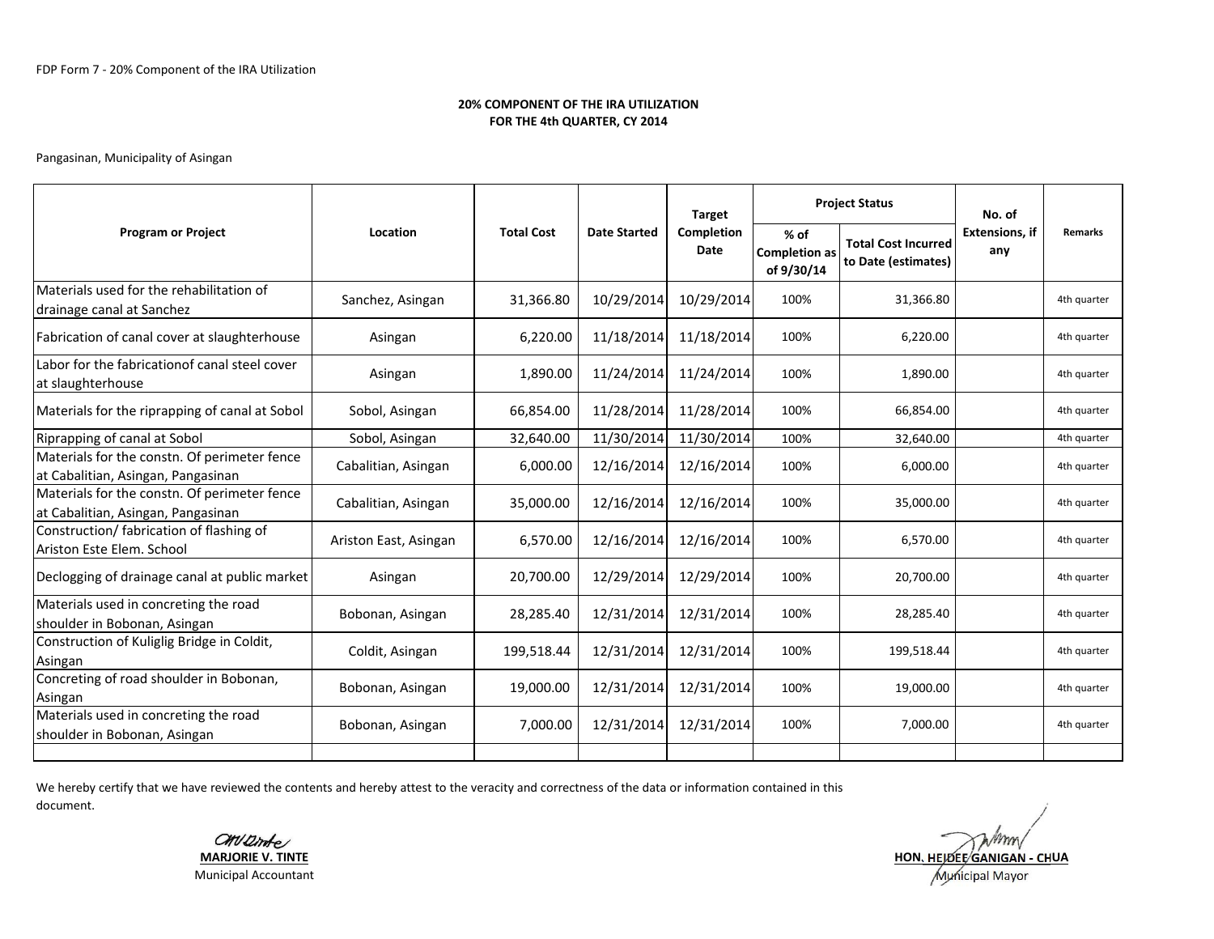FDP Form 7 - 20% Component of the IRA Utilization

**20% COMPONENT OF THE IRA UTILIZATION**
**FOR THE 4th QUARTER, CY 2014**

Pangasinan, Municipality of Asingan

| Program or Project | Location | Total Cost | Date Started | Target Completion Date | Project Status | | No. of Extensions, if any | Remarks |
|---|---|---|---|---|---|---|---|---|
| | | | | | % of Completion as of 9/30/14 | Total Cost Incurred to Date (estimates) | | |
| Materials used for the rehabilitation of drainage canal at Sanchez | Sanchez, Asingan | 31,366.80 | 10/29/2014 | 10/29/2014 | 100% | 31,366.80 | | 4th quarter |
| Fabrication of canal cover at slaughterhouse | Asingan | 6,220.00 | 11/18/2014 | 11/18/2014 | 100% | 6,220.00 | | 4th quarter |
| Labor for the fabricationof canal steel cover at slaughterhouse | Asingan | 1,890.00 | 11/24/2014 | 11/24/2014 | 100% | 1,890.00 | | 4th quarter |
| Materials for the riprapping of canal at Sobol | Sobol, Asingan | 66,854.00 | 11/28/2014 | 11/28/2014 | 100% | 66,854.00 | | 4th quarter |
| Riprapping of canal at Sobol | Sobol, Asingan | 32,640.00 | 11/30/2014 | 11/30/2014 | 100% | 32,640.00 | | 4th quarter |
| Materials for the constn. Of perimeter fence at Cabalitian, Asingan, Pangasinan | Cabalitian, Asingan | 6,000.00 | 12/16/2014 | 12/16/2014 | 100% | 6,000.00 | | 4th quarter |
| Materials for the constn. Of perimeter fence at Cabalitian, Asingan, Pangasinan | Cabalitian, Asingan | 35,000.00 | 12/16/2014 | 12/16/2014 | 100% | 35,000.00 | | 4th quarter |
| Construction/ fabrication of flashing of Ariston Este Elem. School | Ariston East, Asingan | 6,570.00 | 12/16/2014 | 12/16/2014 | 100% | 6,570.00 | | 4th quarter |
| Declogging of drainage canal at public market | Asingan | 20,700.00 | 12/29/2014 | 12/29/2014 | 100% | 20,700.00 | | 4th quarter |
| Materials used in concreting the road shoulder in Bobonan, Asingan | Bobonan, Asingan | 28,285.40 | 12/31/2014 | 12/31/2014 | 100% | 28,285.40 | | 4th quarter |
| Construction of Kuliglig Bridge in Coldit, Asingan | Coldit, Asingan | 199,518.44 | 12/31/2014 | 12/31/2014 | 100% | 199,518.44 | | 4th quarter |
| Concreting of road shoulder in Bobonan, Asingan | Bobonan, Asingan | 19,000.00 | 12/31/2014 | 12/31/2014 | 100% | 19,000.00 | | 4th quarter |
| Materials used in concreting the road shoulder in Bobonan, Asingan | Bobonan, Asingan | 7,000.00 | 12/31/2014 | 12/31/2014 | 100% | 7,000.00 | | 4th quarter |
| | | | | | | | | |

We hereby certify that we have reviewed the contents and hereby attest to the veracity and correctness of the data or information contained in this document.

**MARJORIE V. TINTE**
Municipal Accountant

**HON. HEIDEE GANIGAN - CHUA**
Municipal Mayor